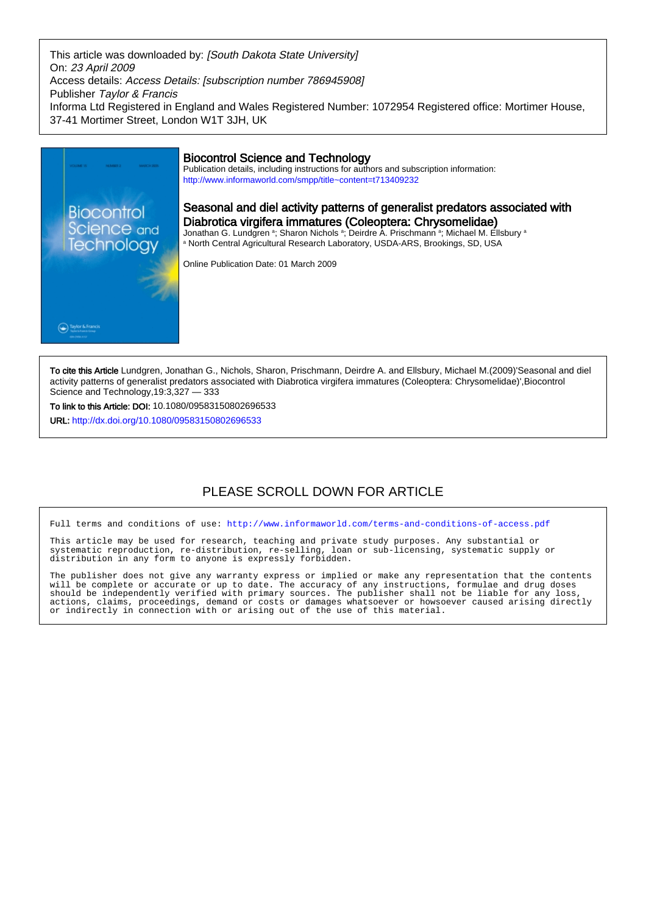This article was downloaded by: *[South Dakota State University]*
On: *23 April 2009*
Access details: *Access Details: [subscription number 786945908]*
Publisher *Taylor & Francis*
Informa Ltd Registered in England and Wales Registered Number: 1072954 Registered office: Mortimer House, 37-41 Mortimer Street, London W1T 3JH, UK

## Biocontrol Science and Technology

Publication details, including instructions for authors and subscription information:
http://www.informaworld.com/smpp/title~content=t713409232

# Seasonal and diel activity patterns of generalist predators associated with Diabrotica virgifera immatures (Coleoptera: Chrysomelidae)

Jonathan G. Lundgren [a]; Sharon Nichols [a]; Deirdre A. Prischmann [a]; Michael M. Ellsbury [a]

[a] North Central Agricultural Research Laboratory, USDA-ARS, Brookings, SD, USA

Online Publication Date: 01 March 2009

**To cite this Article** Lundgren, Jonathan G., Nichols, Sharon, Prischmann, Deirdre A. and Ellsbury, Michael M.(2009)'Seasonal and diel activity patterns of generalist predators associated with Diabrotica virgifera immatures (Coleoptera: Chrysomelidae)',Biocontrol Science and Technology,19:3,327 — 333

**To link to this Article: DOI:** 10.1080/09583150802696533

**URL:** http://dx.doi.org/10.1080/09583150802696533

PLEASE SCROLL DOWN FOR ARTICLE

Full terms and conditions of use: http://www.informaworld.com/terms-and-conditions-of-access.pdf

This article may be used for research, teaching and private study purposes. Any substantial or systematic reproduction, re-distribution, re-selling, loan or sub-licensing, systematic supply or distribution in any form to anyone is expressly forbidden.

The publisher does not give any warranty express or implied or make any representation that the contents will be complete or accurate or up to date. The accuracy of any instructions, formulae and drug doses should be independently verified with primary sources. The publisher shall not be liable for any loss, actions, claims, proceedings, demand or costs or damages whatsoever or howsoever caused arising directly or indirectly in connection with or arising out of the use of this material.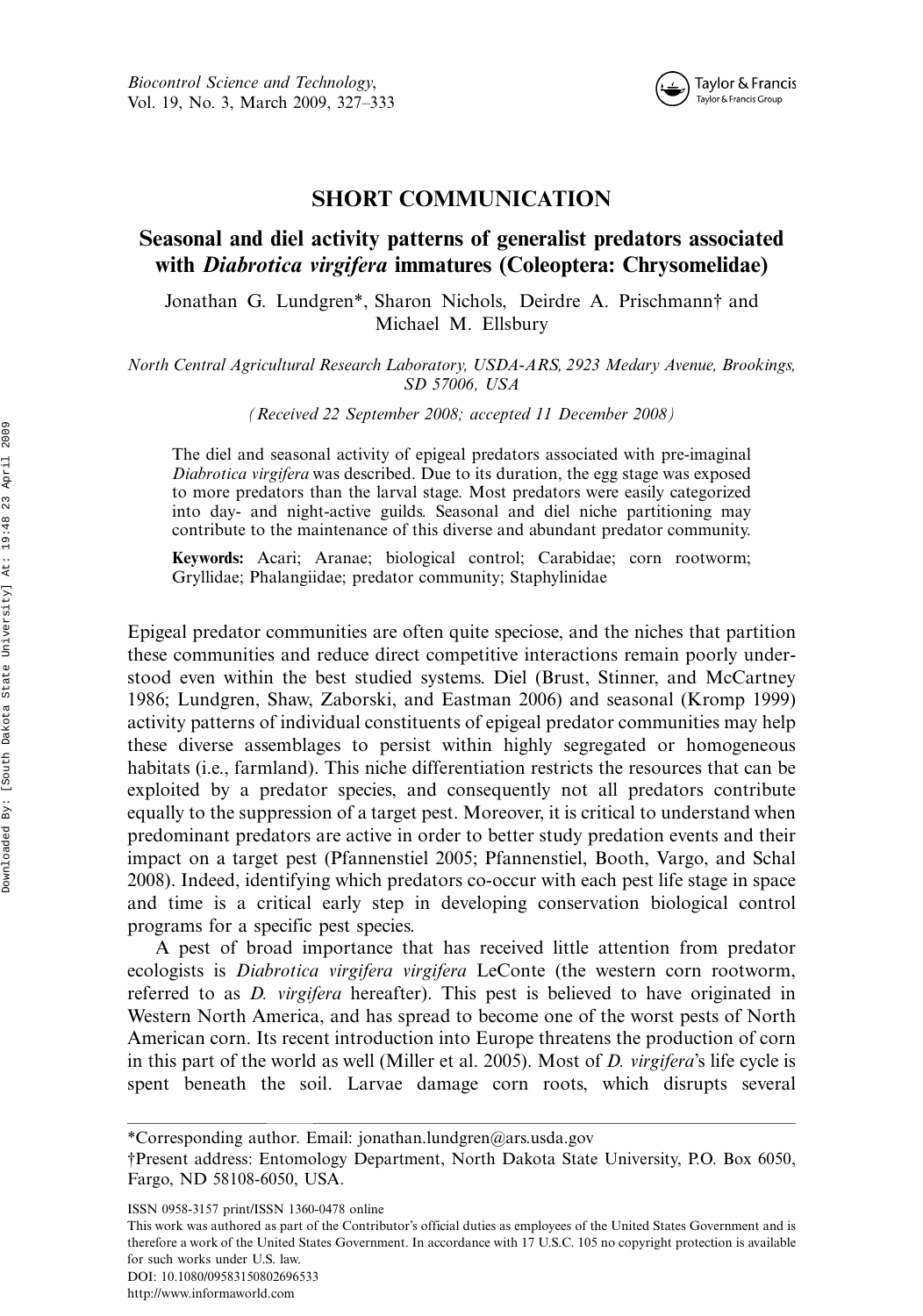**SHORT COMMUNICATION**

# Seasonal and diel activity patterns of generalist predators associated with *Diabrotica virgifera* immatures (Coleoptera: Chrysomelidae)

Jonathan G. Lundgren*, Sharon Nichols, Deirdre A. Prischmann† and Michael M. Ellsbury

*North Central Agricultural Research Laboratory, USDA-ARS, 2923 Medary Avenue, Brookings, SD 57006, USA*

*(Received 22 September 2008; accepted 11 December 2008)*

The diel and seasonal activity of epigeal predators associated with pre-imaginal *Diabrotica virgifera* was described. Due to its duration, the egg stage was exposed to more predators than the larval stage. Most predators were easily categorized into day- and night-active guilds. Seasonal and diel niche partitioning may contribute to the maintenance of this diverse and abundant predator community.

**Keywords:** Acari; Aranae; biological control; Carabidae; corn rootworm; Gryllidae; Phalangiidae; predator community; Staphylinidae

Epigeal predator communities are often quite speciose, and the niches that partition these communities and reduce direct competitive interactions remain poorly understood even within the best studied systems. Diel (Brust, Stinner, and McCartney 1986; Lundgren, Shaw, Zaborski, and Eastman 2006) and seasonal (Kromp 1999) activity patterns of individual constituents of epigeal predator communities may help these diverse assemblages to persist within highly segregated or homogeneous habitats (i.e., farmland). This niche differentiation restricts the resources that can be exploited by a predator species, and consequently not all predators contribute equally to the suppression of a target pest. Moreover, it is critical to understand when predominant predators are active in order to better study predation events and their impact on a target pest (Pfannenstiel 2005; Pfannenstiel, Booth, Vargo, and Schal 2008). Indeed, identifying which predators co-occur with each pest life stage in space and time is a critical early step in developing conservation biological control programs for a specific pest species.

A pest of broad importance that has received little attention from predator ecologists is *Diabrotica virgifera virgifera* LeConte (the western corn rootworm, referred to as *D. virgifera* hereafter). This pest is believed to have originated in Western North America, and has spread to become one of the worst pests of North American corn. Its recent introduction into Europe threatens the production of corn in this part of the world as well (Miller et al. 2005). Most of *D. virgifera*'s life cycle is spent beneath the soil. Larvae damage corn roots, which disrupts several

*Corresponding author. Email: jonathan.lundgren@ars.usda.gov

†Present address: Entomology Department, North Dakota State University, P.O. Box 6050, Fargo, ND 58108-6050, USA.

ISSN 0958-3157 print/ISSN 1360-0478 online

This work was authored as part of the Contributor's official duties as employees of the United States Government and is therefore a work of the United States Government. In accordance with 17 U.S.C. 105 no copyright protection is available for such works under U.S. law.

DOI: 10.1080/09583150802696533

http://www.informaworld.com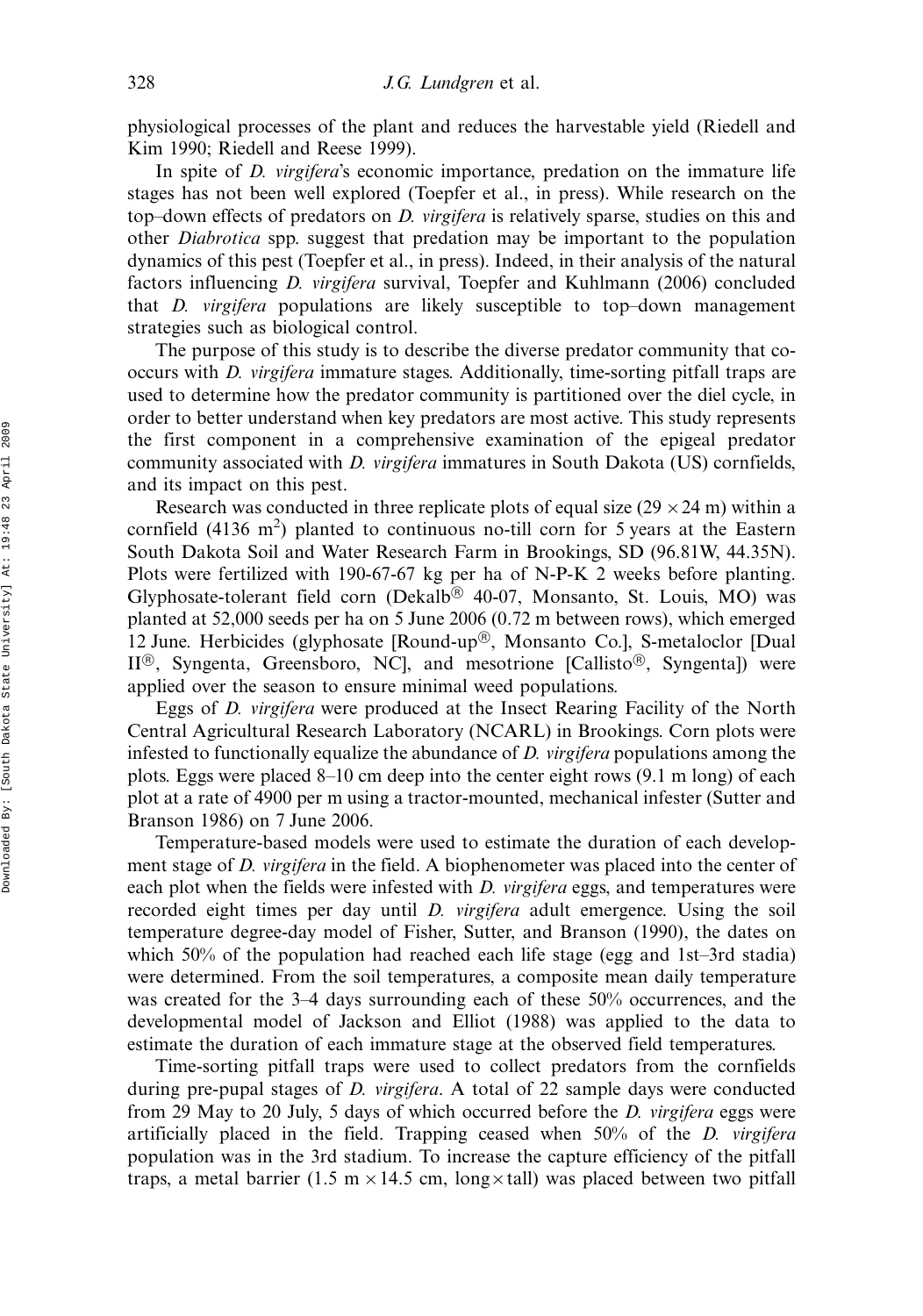physiological processes of the plant and reduces the harvestable yield (Riedell and Kim 1990; Riedell and Reese 1999).

In spite of *D. virgifera*'s economic importance, predation on the immature life stages has not been well explored (Toepfer et al., in press). While research on the top–down effects of predators on *D. virgifera* is relatively sparse, studies on this and other *Diabrotica* spp. suggest that predation may be important to the population dynamics of this pest (Toepfer et al., in press). Indeed, in their analysis of the natural factors influencing *D. virgifera* survival, Toepfer and Kuhlmann (2006) concluded that *D. virgifera* populations are likely susceptible to top–down management strategies such as biological control.

The purpose of this study is to describe the diverse predator community that co-occurs with *D. virgifera* immature stages. Additionally, time-sorting pitfall traps are used to determine how the predator community is partitioned over the diel cycle, in order to better understand when key predators are most active. This study represents the first component in a comprehensive examination of the epigeal predator community associated with *D. virgifera* immatures in South Dakota (US) cornfields, and its impact on this pest.

Research was conducted in three replicate plots of equal size ($29 \times 24$ m) within a cornfield (4136 m$^2$) planted to continuous no-till corn for 5 years at the Eastern South Dakota Soil and Water Research Farm in Brookings, SD (96.81W, 44.35N). Plots were fertilized with 190-67-67 kg per ha of N-P-K 2 weeks before planting. Glyphosate-tolerant field corn (Dekalb® 40-07, Monsanto, St. Louis, MO) was planted at 52,000 seeds per ha on 5 June 2006 (0.72 m between rows), which emerged 12 June. Herbicides (glyphosate [Round-up®, Monsanto Co.], S-metaloclor [Dual II®, Syngenta, Greensboro, NC], and mesotrione [Callisto®, Syngenta]) were applied over the season to ensure minimal weed populations.

Eggs of *D. virgifera* were produced at the Insect Rearing Facility of the North Central Agricultural Research Laboratory (NCARL) in Brookings. Corn plots were infested to functionally equalize the abundance of *D. virgifera* populations among the plots. Eggs were placed 8–10 cm deep into the center eight rows (9.1 m long) of each plot at a rate of 4900 per m using a tractor-mounted, mechanical infester (Sutter and Branson 1986) on 7 June 2006.

Temperature-based models were used to estimate the duration of each development stage of *D. virgifera* in the field. A biophenometer was placed into the center of each plot when the fields were infested with *D. virgifera* eggs, and temperatures were recorded eight times per day until *D. virgifera* adult emergence. Using the soil temperature degree-day model of Fisher, Sutter, and Branson (1990), the dates on which 50% of the population had reached each life stage (egg and 1st–3rd stadia) were determined. From the soil temperatures, a composite mean daily temperature was created for the 3–4 days surrounding each of these 50% occurrences, and the developmental model of Jackson and Elliot (1988) was applied to the data to estimate the duration of each immature stage at the observed field temperatures.

Time-sorting pitfall traps were used to collect predators from the cornfields during pre-pupal stages of *D. virgifera*. A total of 22 sample days were conducted from 29 May to 20 July, 5 days of which occurred before the *D. virgifera* eggs were artificially placed in the field. Trapping ceased when 50% of the *D. virgifera* population was in the 3rd stadium. To increase the capture efficiency of the pitfall traps, a metal barrier (1.5 m $\times$ 14.5 cm, long $\times$ tall) was placed between two pitfall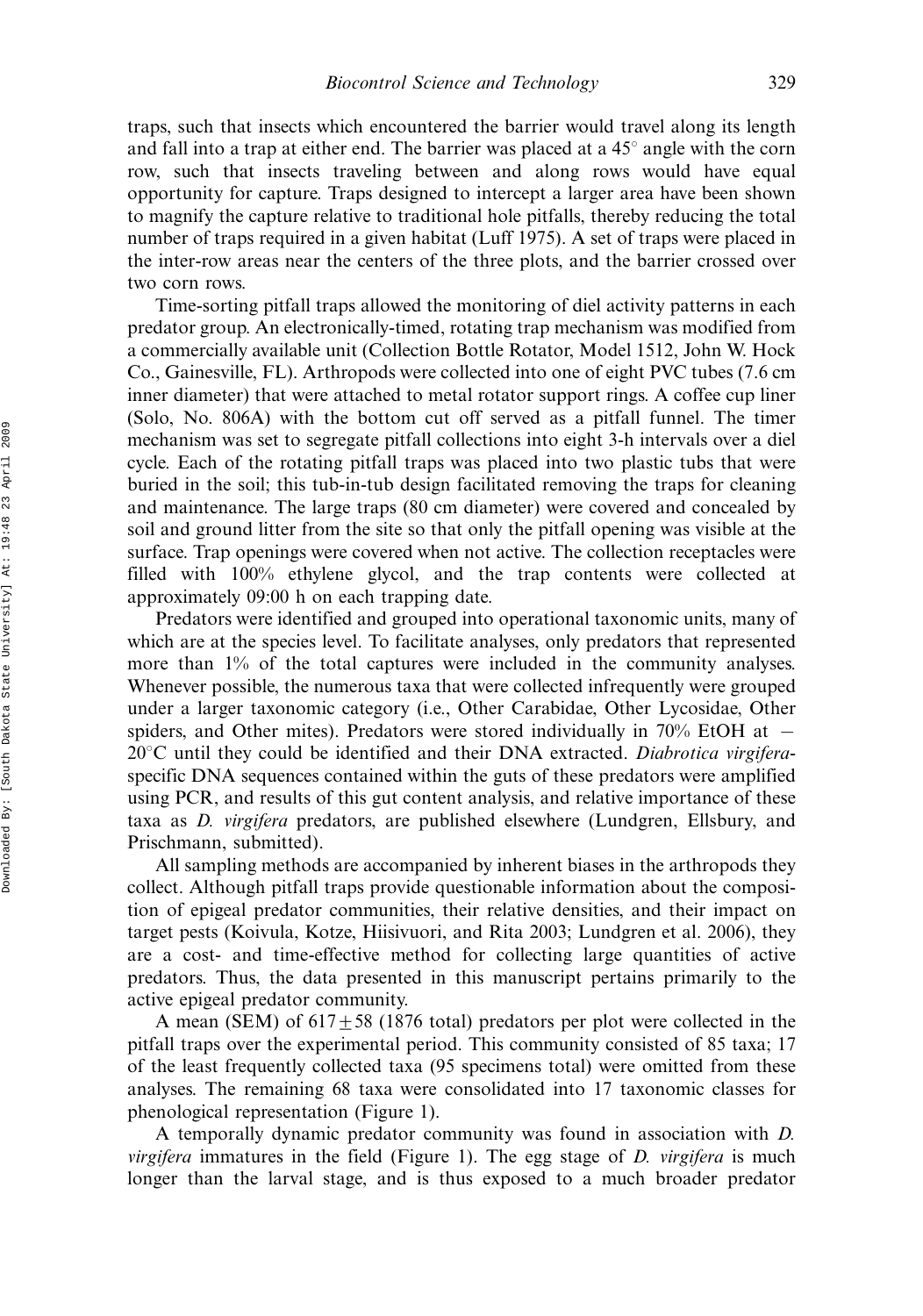traps, such that insects which encountered the barrier would travel along its length and fall into a trap at either end. The barrier was placed at a 45° angle with the corn row, such that insects traveling between and along rows would have equal opportunity for capture. Traps designed to intercept a larger area have been shown to magnify the capture relative to traditional hole pitfalls, thereby reducing the total number of traps required in a given habitat (Luff 1975). A set of traps were placed in the inter-row areas near the centers of the three plots, and the barrier crossed over two corn rows.

Time-sorting pitfall traps allowed the monitoring of diel activity patterns in each predator group. An electronically-timed, rotating trap mechanism was modified from a commercially available unit (Collection Bottle Rotator, Model 1512, John W. Hock Co., Gainesville, FL). Arthropods were collected into one of eight PVC tubes (7.6 cm inner diameter) that were attached to metal rotator support rings. A coffee cup liner (Solo, No. 806A) with the bottom cut off served as a pitfall funnel. The timer mechanism was set to segregate pitfall collections into eight 3-h intervals over a diel cycle. Each of the rotating pitfall traps was placed into two plastic tubs that were buried in the soil; this tub-in-tub design facilitated removing the traps for cleaning and maintenance. The large traps (80 cm diameter) were covered and concealed by soil and ground litter from the site so that only the pitfall opening was visible at the surface. Trap openings were covered when not active. The collection receptacles were filled with 100% ethylene glycol, and the trap contents were collected at approximately 09:00 h on each trapping date.

Predators were identified and grouped into operational taxonomic units, many of which are at the species level. To facilitate analyses, only predators that represented more than 1% of the total captures were included in the community analyses. Whenever possible, the numerous taxa that were collected infrequently were grouped under a larger taxonomic category (i.e., Other Carabidae, Other Lycosidae, Other spiders, and Other mites). Predators were stored individually in 70% EtOH at −20°C until they could be identified and their DNA extracted. *Diabrotica virgifera*-specific DNA sequences contained within the guts of these predators were amplified using PCR, and results of this gut content analysis, and relative importance of these taxa as *D. virgifera* predators, are published elsewhere (Lundgren, Ellsbury, and Prischmann, submitted).

All sampling methods are accompanied by inherent biases in the arthropods they collect. Although pitfall traps provide questionable information about the composition of epigeal predator communities, their relative densities, and their impact on target pests (Koivula, Kotze, Hiisivuori, and Rita 2003; Lundgren et al. 2006), they are a cost- and time-effective method for collecting large quantities of active predators. Thus, the data presented in this manuscript pertains primarily to the active epigeal predator community.

A mean (SEM) of $617 \pm 58$ (1876 total) predators per plot were collected in the pitfall traps over the experimental period. This community consisted of 85 taxa; 17 of the least frequently collected taxa (95 specimens total) were omitted from these analyses. The remaining 68 taxa were consolidated into 17 taxonomic classes for phenological representation (Figure 1).

A temporally dynamic predator community was found in association with *D. virgifera* immatures in the field (Figure 1). The egg stage of *D. virgifera* is much longer than the larval stage, and is thus exposed to a much broader predator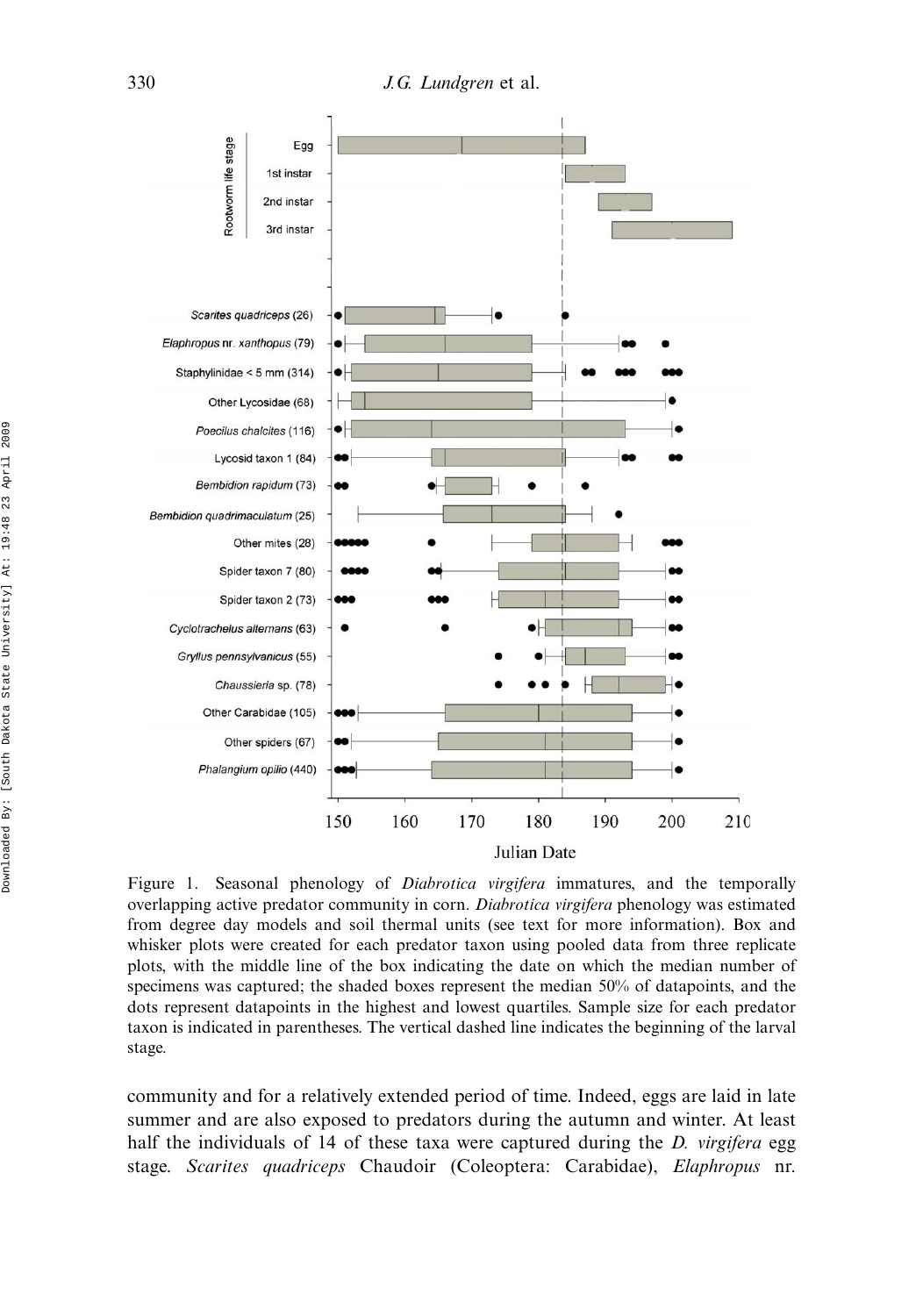Figure 1. Seasonal phenology of *Diabrotica virgifera* immatures, and the temporally overlapping active predator community in corn. *Diabrotica virgifera* phenology was estimated from degree day models and soil thermal units (see text for more information). Box and whisker plots were created for each predator taxon using pooled data from three replicate plots, with the middle line of the box indicating the date on which the median number of specimens was captured; the shaded boxes represent the median 50% of datapoints, and the dots represent datapoints in the highest and lowest quartiles. Sample size for each predator taxon is indicated in parentheses. The vertical dashed line indicates the beginning of the larval stage.

community and for a relatively extended period of time. Indeed, eggs are laid in late summer and are also exposed to predators during the autumn and winter. At least half the individuals of 14 of these taxa were captured during the *D. virgifera* egg stage. *Scarites quadriceps* Chaudoir (Coleoptera: Carabidae), *Elaphropus* nr.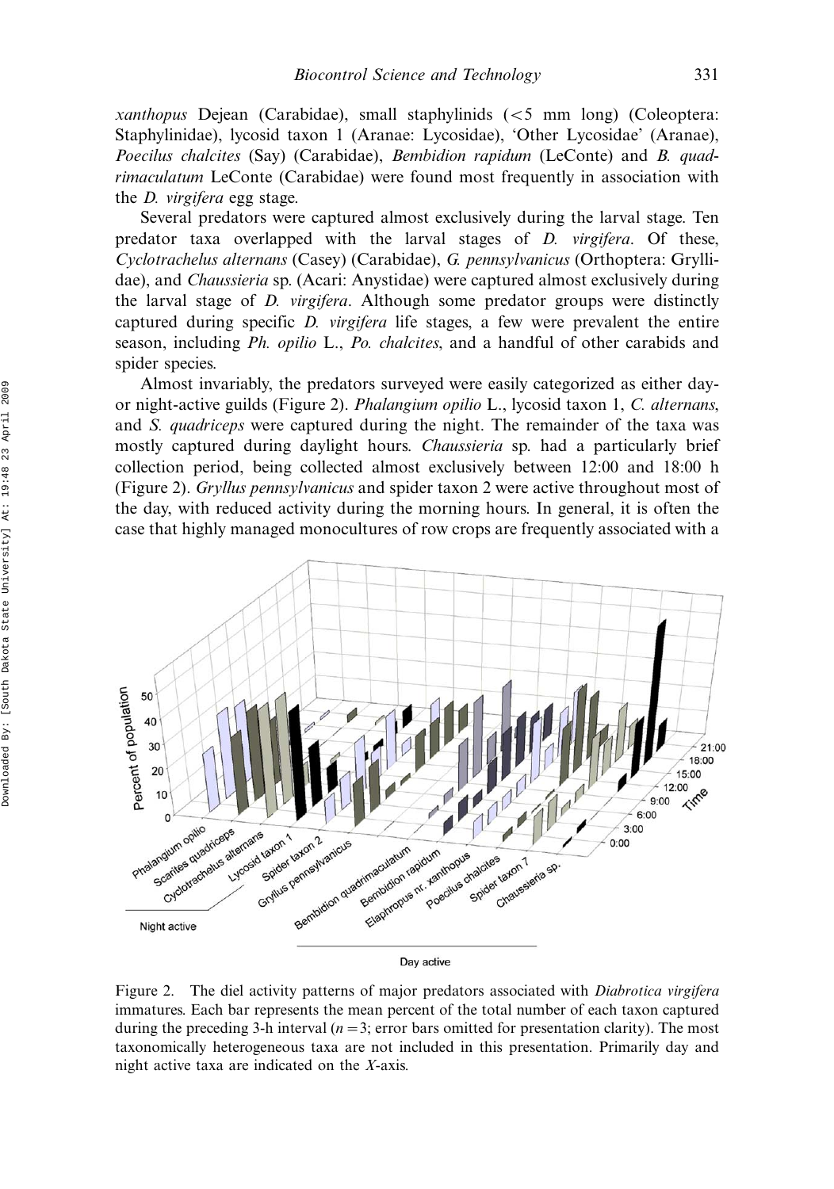*xanthopus* Dejean (Carabidae), small staphylinids (<5 mm long) (Coleoptera: Staphylinidae), lycosid taxon 1 (Aranae: Lycosidae), 'Other Lycosidae' (Aranae), *Poecilus chalcites* (Say) (Carabidae), *Bembidion rapidum* (LeConte) and *B. quadrimaculatum* LeConte (Carabidae) were found most frequently in association with the *D. virgifera* egg stage.

Several predators were captured almost exclusively during the larval stage. Ten predator taxa overlapped with the larval stages of *D. virgifera*. Of these, *Cyclotrachelus alternans* (Casey) (Carabidae), *G. pennsylvanicus* (Orthoptera: Gryllidae), and *Chaussieria* sp. (Acari: Anystidae) were captured almost exclusively during the larval stage of *D. virgifera*. Although some predator groups were distinctly captured during specific *D. virgifera* life stages, a few were prevalent the entire season, including *Ph. opilio* L., *Po. chalcites*, and a handful of other carabids and spider species.

Almost invariably, the predators surveyed were easily categorized as either day- or night-active guilds (Figure 2). *Phalangium opilio* L., lycosid taxon 1, *C. alternans*, and *S. quadriceps* were captured during the night. The remainder of the taxa was mostly captured during daylight hours. *Chaussieria* sp. had a particularly brief collection period, being collected almost exclusively between 12:00 and 18:00 h (Figure 2). *Gryllus pennsylvanicus* and spider taxon 2 were active throughout most of the day, with reduced activity during the morning hours. In general, it is often the case that highly managed monocultures of row crops are frequently associated with a

Figure 2. The diel activity patterns of major predators associated with *Diabrotica virgifera* immatures. Each bar represents the mean percent of the total number of each taxon captured during the preceding 3-h interval ($n = 3$; error bars omitted for presentation clarity). The most taxonomically heterogeneous taxa are not included in this presentation. Primarily day and night active taxa are indicated on the *X*-axis.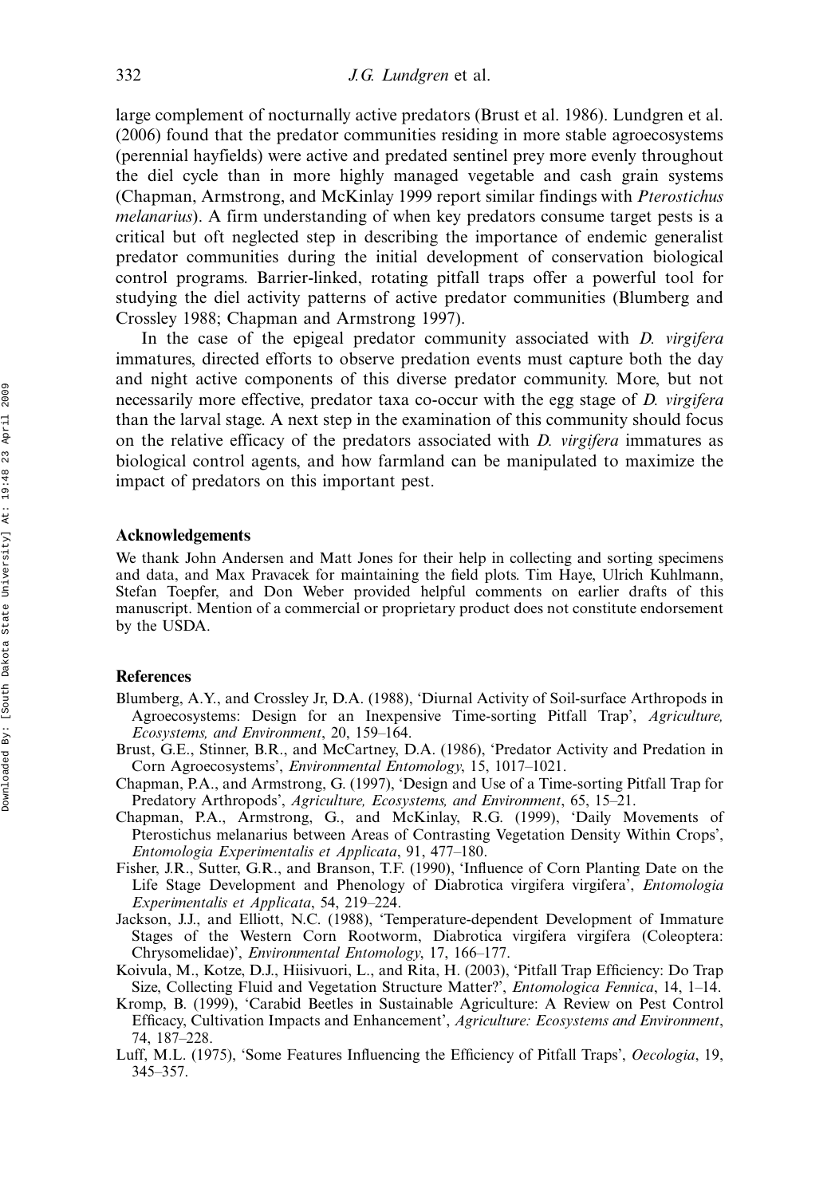large complement of nocturnally active predators (Brust et al. 1986). Lundgren et al. (2006) found that the predator communities residing in more stable agroecosystems (perennial hayfields) were active and predated sentinel prey more evenly throughout the diel cycle than in more highly managed vegetable and cash grain systems (Chapman, Armstrong, and McKinlay 1999 report similar findings with *Pterostichus melanarius*). A firm understanding of when key predators consume target pests is a critical but oft neglected step in describing the importance of endemic generalist predator communities during the initial development of conservation biological control programs. Barrier-linked, rotating pitfall traps offer a powerful tool for studying the diel activity patterns of active predator communities (Blumberg and Crossley 1988; Chapman and Armstrong 1997).

In the case of the epigeal predator community associated with *D. virgifera* immatures, directed efforts to observe predation events must capture both the day and night active components of this diverse predator community. More, but not necessarily more effective, predator taxa co-occur with the egg stage of *D. virgifera* than the larval stage. A next step in the examination of this community should focus on the relative efficacy of the predators associated with *D. virgifera* immatures as biological control agents, and how farmland can be manipulated to maximize the impact of predators on this important pest.

## Acknowledgements

We thank John Andersen and Matt Jones for their help in collecting and sorting specimens and data, and Max Pravacek for maintaining the field plots. Tim Haye, Ulrich Kuhlmann, Stefan Toepfer, and Don Weber provided helpful comments on earlier drafts of this manuscript. Mention of a commercial or proprietary product does not constitute endorsement by the USDA.

## References

Blumberg, A.Y., and Crossley Jr, D.A. (1988), 'Diurnal Activity of Soil-surface Arthropods in Agroecosystems: Design for an Inexpensive Time-sorting Pitfall Trap', *Agriculture, Ecosystems, and Environment*, 20, 159–164.

Brust, G.E., Stinner, B.R., and McCartney, D.A. (1986), 'Predator Activity and Predation in Corn Agroecosystems', *Environmental Entomology*, 15, 1017–1021.

Chapman, P.A., and Armstrong, G. (1997), 'Design and Use of a Time-sorting Pitfall Trap for Predatory Arthropods', *Agriculture, Ecosystems, and Environment*, 65, 15–21.

Chapman, P.A., Armstrong, G., and McKinlay, R.G. (1999), 'Daily Movements of Pterostichus melanarius between Areas of Contrasting Vegetation Density Within Crops', *Entomologia Experimentalis et Applicata*, 91, 477–180.

Fisher, J.R., Sutter, G.R., and Branson, T.F. (1990), 'Influence of Corn Planting Date on the Life Stage Development and Phenology of Diabrotica virgifera virgifera', *Entomologia Experimentalis et Applicata*, 54, 219–224.

Jackson, J.J., and Elliott, N.C. (1988), 'Temperature-dependent Development of Immature Stages of the Western Corn Rootworm, Diabrotica virgifera virgifera (Coleoptera: Chrysomelidae)', *Environmental Entomology*, 17, 166–177.

Koivula, M., Kotze, D.J., Hiisivuori, L., and Rita, H. (2003), 'Pitfall Trap Efficiency: Do Trap Size, Collecting Fluid and Vegetation Structure Matter?', *Entomologica Fennica*, 14, 1–14.

Kromp, B. (1999), 'Carabid Beetles in Sustainable Agriculture: A Review on Pest Control Efficacy, Cultivation Impacts and Enhancement', *Agriculture: Ecosystems and Environment*, 74, 187–228.

Luff, M.L. (1975), 'Some Features Influencing the Efficiency of Pitfall Traps', *Oecologia*, 19, 345–357.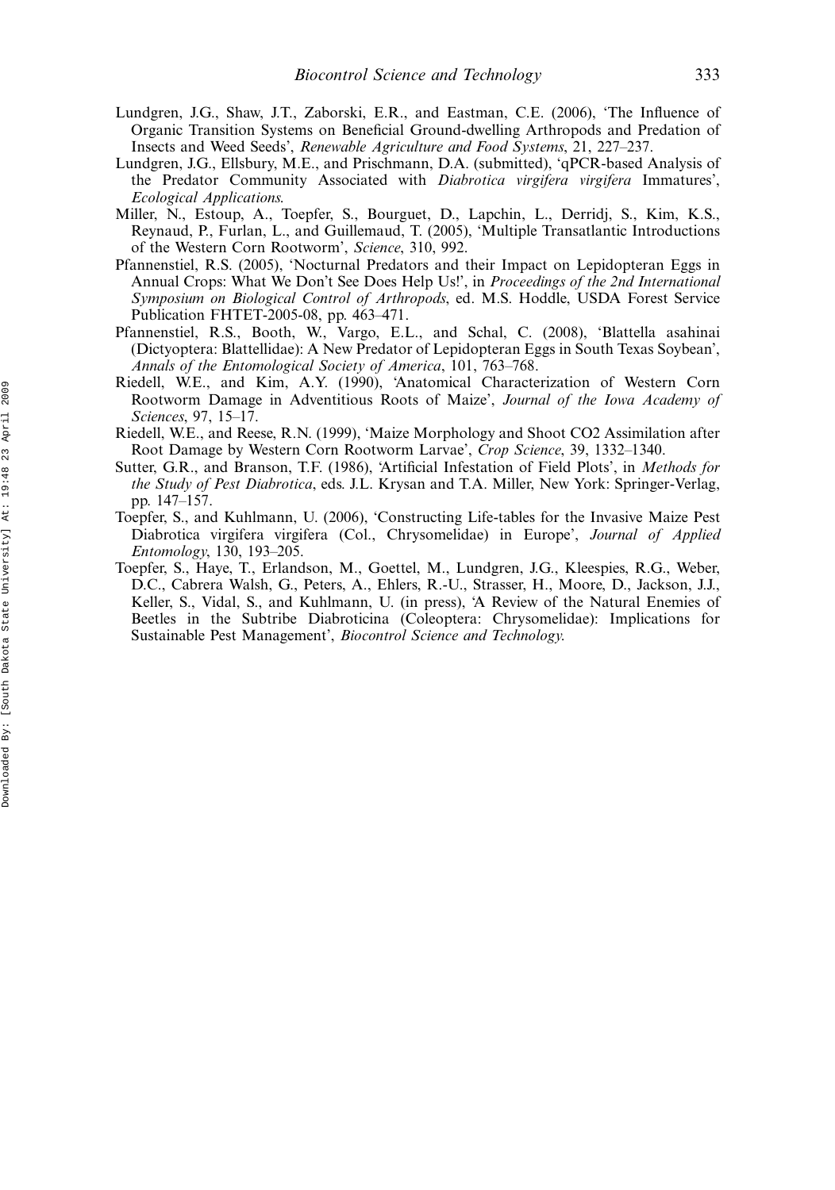Lundgren, J.G., Shaw, J.T., Zaborski, E.R., and Eastman, C.E. (2006), 'The Influence of Organic Transition Systems on Beneficial Ground-dwelling Arthropods and Predation of Insects and Weed Seeds', *Renewable Agriculture and Food Systems*, 21, 227–237.

Lundgren, J.G., Ellsbury, M.E., and Prischmann, D.A. (submitted), 'qPCR-based Analysis of the Predator Community Associated with *Diabrotica virgifera virgifera* Immatures', *Ecological Applications*.

Miller, N., Estoup, A., Toepfer, S., Bourguet, D., Lapchin, L., Derridj, S., Kim, K.S., Reynaud, P., Furlan, L., and Guillemaud, T. (2005), 'Multiple Transatlantic Introductions of the Western Corn Rootworm', *Science*, 310, 992.

Pfannenstiel, R.S. (2005), 'Nocturnal Predators and their Impact on Lepidopteran Eggs in Annual Crops: What We Don't See Does Help Us!', in *Proceedings of the 2nd International Symposium on Biological Control of Arthropods*, ed. M.S. Hoddle, USDA Forest Service Publication FHTET-2005-08, pp. 463–471.

Pfannenstiel, R.S., Booth, W., Vargo, E.L., and Schal, C. (2008), 'Blattella asahinai (Dictyoptera: Blattellidae): A New Predator of Lepidopteran Eggs in South Texas Soybean', *Annals of the Entomological Society of America*, 101, 763–768.

Riedell, W.E., and Kim, A.Y. (1990), 'Anatomical Characterization of Western Corn Rootworm Damage in Adventitious Roots of Maize', *Journal of the Iowa Academy of Sciences*, 97, 15–17.

Riedell, W.E., and Reese, R.N. (1999), 'Maize Morphology and Shoot CO2 Assimilation after Root Damage by Western Corn Rootworm Larvae', *Crop Science*, 39, 1332–1340.

Sutter, G.R., and Branson, T.F. (1986), 'Artificial Infestation of Field Plots', in *Methods for the Study of Pest Diabrotica*, eds. J.L. Krysan and T.A. Miller, New York: Springer-Verlag, pp. 147–157.

Toepfer, S., and Kuhlmann, U. (2006), 'Constructing Life-tables for the Invasive Maize Pest Diabrotica virgifera virgifera (Col., Chrysomelidae) in Europe', *Journal of Applied Entomology*, 130, 193–205.

Toepfer, S., Haye, T., Erlandson, M., Goettel, M., Lundgren, J.G., Kleespies, R.G., Weber, D.C., Cabrera Walsh, G., Peters, A., Ehlers, R.-U., Strasser, H., Moore, D., Jackson, J.J., Keller, S., Vidal, S., and Kuhlmann, U. (in press), 'A Review of the Natural Enemies of Beetles in the Subtribe Diabroticina (Coleoptera: Chrysomelidae): Implications for Sustainable Pest Management', *Biocontrol Science and Technology*.